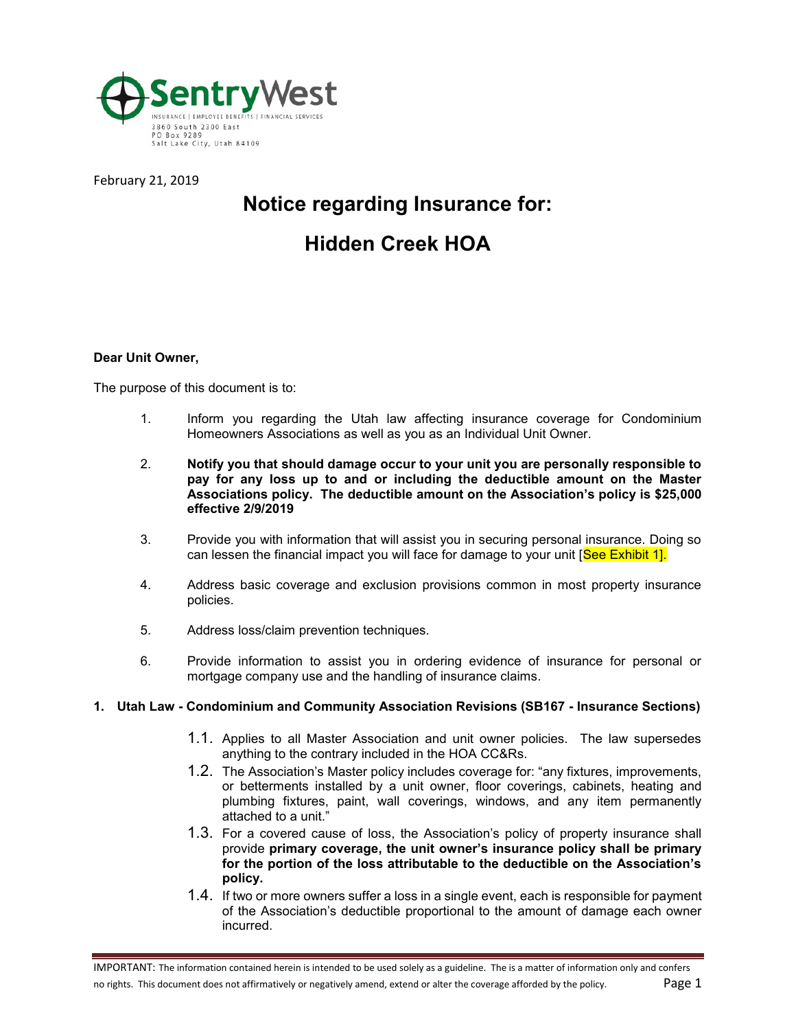SentryWest

INSURANCE | EMPLOYEE BENEFITS | FINANCIAL SERVICES
3860 South 2300 East
PO Box 9289
Salt Lake City, Utah 84109

February 21, 2019

# Notice regarding Insurance for:

# Hidden Creek HOA

**Dear Unit Owner,**

The purpose of this document is to:

1. Inform you regarding the Utah law affecting insurance coverage for Condominium Homeowners Associations as well as you as an Individual Unit Owner.
2. **Notify you that should damage occur to your unit you are personally responsible to pay for any loss up to and or including the deductible amount on the Master Associations policy. The deductible amount on the Association's policy is $25,000 effective 2/9/2019**
3. Provide you with information that will assist you in securing personal insurance. Doing so can lessen the financial impact you will face for damage to your unit [See Exhibit 1].
4. Address basic coverage and exclusion provisions common in most property insurance policies.
5. Address loss/claim prevention techniques.
6. Provide information to assist you in ordering evidence of insurance for personal or mortgage company use and the handling of insurance claims.

## 1. Utah Law - Condominium and Community Association Revisions (SB167 - Insurance Sections)

1.1. Applies to all Master Association and unit owner policies. The law supersedes anything to the contrary included in the HOA CC&Rs.

1.2. The Association's Master policy includes coverage for: "any fixtures, improvements, or betterments installed by a unit owner, floor coverings, cabinets, heating and plumbing fixtures, paint, wall coverings, windows, and any item permanently attached to a unit."

1.3. For a covered cause of loss, the Association's policy of property insurance shall provide **primary coverage, the unit owner's insurance policy shall be primary for the portion of the loss attributable to the deductible on the Association's policy.**

1.4. If two or more owners suffer a loss in a single event, each is responsible for payment of the Association's deductible proportional to the amount of damage each owner incurred.

IMPORTANT: The information contained herein is intended to be used solely as a guideline. The is a matter of information only and confers no rights. This document does not affirmatively or negatively amend, extend or alter the coverage afforded by the policy.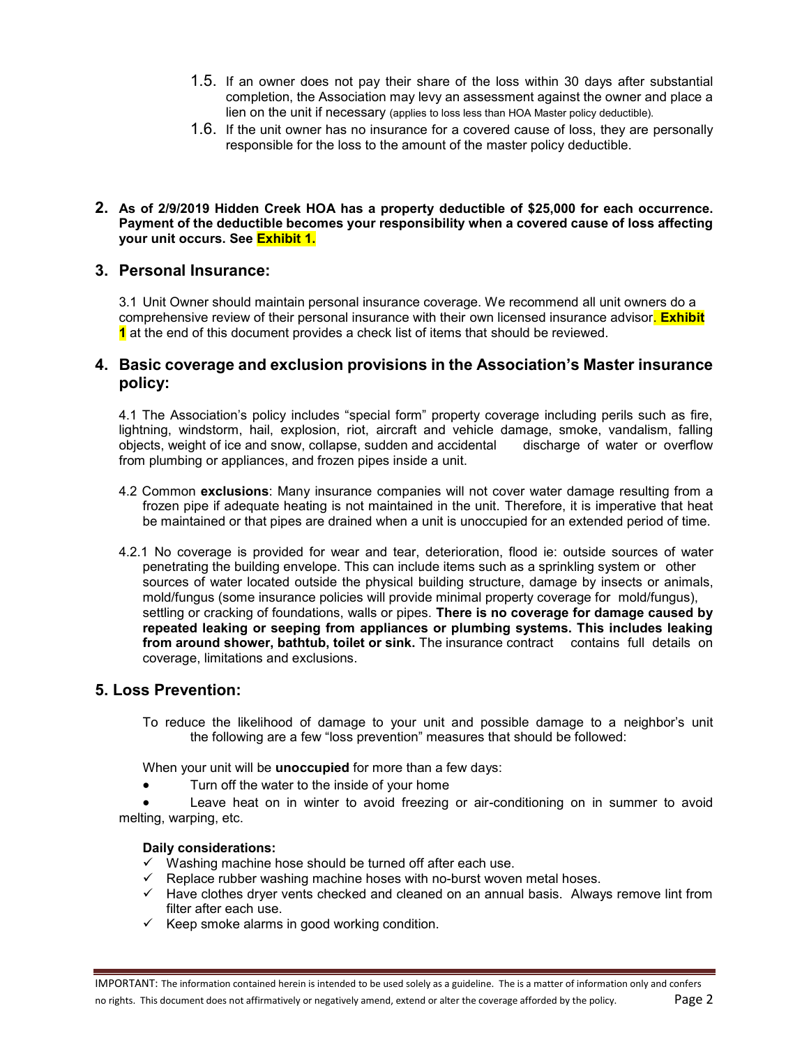1.5. If an owner does not pay their share of the loss within 30 days after substantial completion, the Association may levy an assessment against the owner and place a lien on the unit if necessary (applies to loss less than HOA Master policy deductible).

1.6. If the unit owner has no insurance for a covered cause of loss, they are personally responsible for the loss to the amount of the master policy deductible.

**2. As of 2/9/2019 Hidden Creek HOA has a property deductible of $25,000 for each occurrence. Payment of the deductible becomes your responsibility when a covered cause of loss affecting your unit occurs. See Exhibit 1.**

## 3. Personal Insurance:

3.1 Unit Owner should maintain personal insurance coverage. We recommend all unit owners do a comprehensive review of their personal insurance with their own licensed insurance advisor. **Exhibit 1** at the end of this document provides a check list of items that should be reviewed.

## 4. Basic coverage and exclusion provisions in the Association's Master insurance policy:

4.1 The Association's policy includes "special form" property coverage including perils such as fire, lightning, windstorm, hail, explosion, riot, aircraft and vehicle damage, smoke, vandalism, falling objects, weight of ice and snow, collapse, sudden and accidental discharge of water or overflow from plumbing or appliances, and frozen pipes inside a unit.

4.2 Common **exclusions**: Many insurance companies will not cover water damage resulting from a frozen pipe if adequate heating is not maintained in the unit. Therefore, it is imperative that heat be maintained or that pipes are drained when a unit is unoccupied for an extended period of time.

4.2.1 No coverage is provided for wear and tear, deterioration, flood ie: outside sources of water penetrating the building envelope. This can include items such as a sprinkling system or other sources of water located outside the physical building structure, damage by insects or animals, mold/fungus (some insurance policies will provide minimal property coverage for mold/fungus), settling or cracking of foundations, walls or pipes. **There is no coverage for damage caused by repeated leaking or seeping from appliances or plumbing systems. This includes leaking from around shower, bathtub, toilet or sink.** The insurance contract contains full details on coverage, limitations and exclusions.

## 5. Loss Prevention:

To reduce the likelihood of damage to your unit and possible damage to a neighbor's unit the following are a few "loss prevention" measures that should be followed:

When your unit will be **unoccupied** for more than a few days:

- Turn off the water to the inside of your home
- Leave heat on in winter to avoid freezing or air-conditioning on in summer to avoid melting, warping, etc.

**Daily considerations:**

- ✓ Washing machine hose should be turned off after each use.
- ✓ Replace rubber washing machine hoses with no-burst woven metal hoses.
- ✓ Have clothes dryer vents checked and cleaned on an annual basis. Always remove lint from filter after each use.
- ✓ Keep smoke alarms in good working condition.

IMPORTANT: The information contained herein is intended to be used solely as a guideline. The is a matter of information only and confers no rights. This document does not affirmatively or negatively amend, extend or alter the coverage afforded by the policy.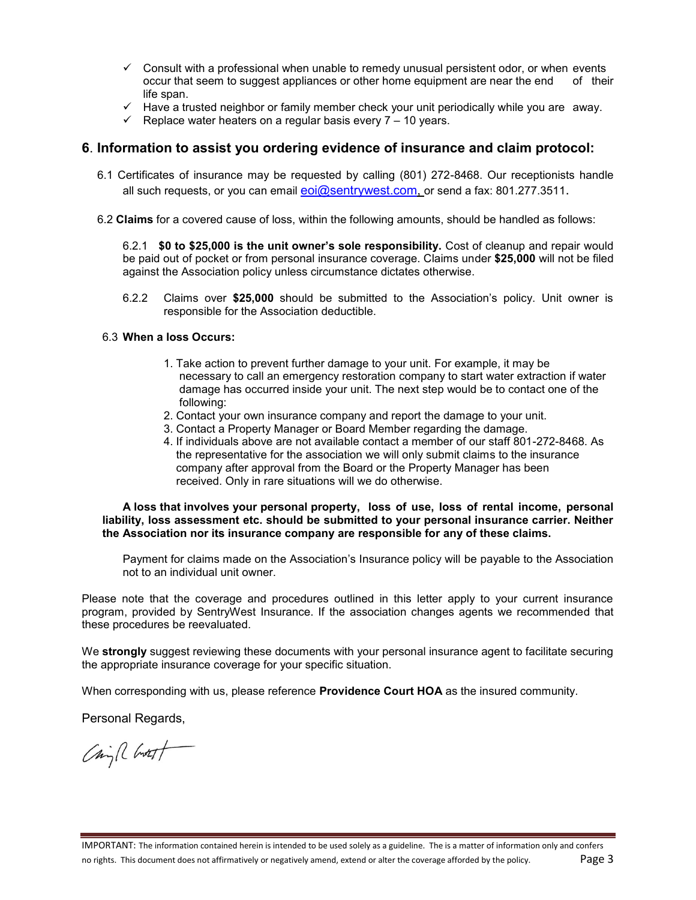- ✓ Consult with a professional when unable to remedy unusual persistent odor, or when events occur that seem to suggest appliances or other home equipment are near the end of their life span.
- ✓ Have a trusted neighbor or family member check your unit periodically while you are away.
- ✓ Replace water heaters on a regular basis every 7 – 10 years.

## 6. Information to assist you ordering evidence of insurance and claim protocol:

6.1 Certificates of insurance may be requested by calling (801) 272-8468. Our receptionists handle all such requests, or you can email eoi@sentrywest.com, or send a fax: 801.277.3511.

6.2 **Claims** for a covered cause of loss, within the following amounts, should be handled as follows:

6.2.1 **$0 to $25,000 is the unit owner's sole responsibility.** Cost of cleanup and repair would be paid out of pocket or from personal insurance coverage. Claims under **$25,000** will not be filed against the Association policy unless circumstance dictates otherwise.

6.2.2 Claims over **$25,000** should be submitted to the Association's policy. Unit owner is responsible for the Association deductible.

6.3 **When a loss Occurs:**

1. Take action to prevent further damage to your unit. For example, it may be necessary to call an emergency restoration company to start water extraction if water damage has occurred inside your unit. The next step would be to contact one of the following:
2. Contact your own insurance company and report the damage to your unit.
3. Contact a Property Manager or Board Member regarding the damage.
4. If individuals above are not available contact a member of our staff 801-272-8468. As the representative for the association we will only submit claims to the insurance company after approval from the Board or the Property Manager has been received. Only in rare situations will we do otherwise.

**A loss that involves your personal property, loss of use, loss of rental income, personal liability, loss assessment etc. should be submitted to your personal insurance carrier. Neither the Association nor its insurance company are responsible for any of these claims.**

Payment for claims made on the Association's Insurance policy will be payable to the Association not to an individual unit owner.

Please note that the coverage and procedures outlined in this letter apply to your current insurance program, provided by SentryWest Insurance. If the association changes agents we recommended that these procedures be reevaluated.

We **strongly** suggest reviewing these documents with your personal insurance agent to facilitate securing the appropriate insurance coverage for your specific situation.

When corresponding with us, please reference **Providence Court HOA** as the insured community.

Personal Regards,

IMPORTANT: The information contained herein is intended to be used solely as a guideline. The is a matter of information only and confers no rights. This document does not affirmatively or negatively amend, extend or alter the coverage afforded by the policy.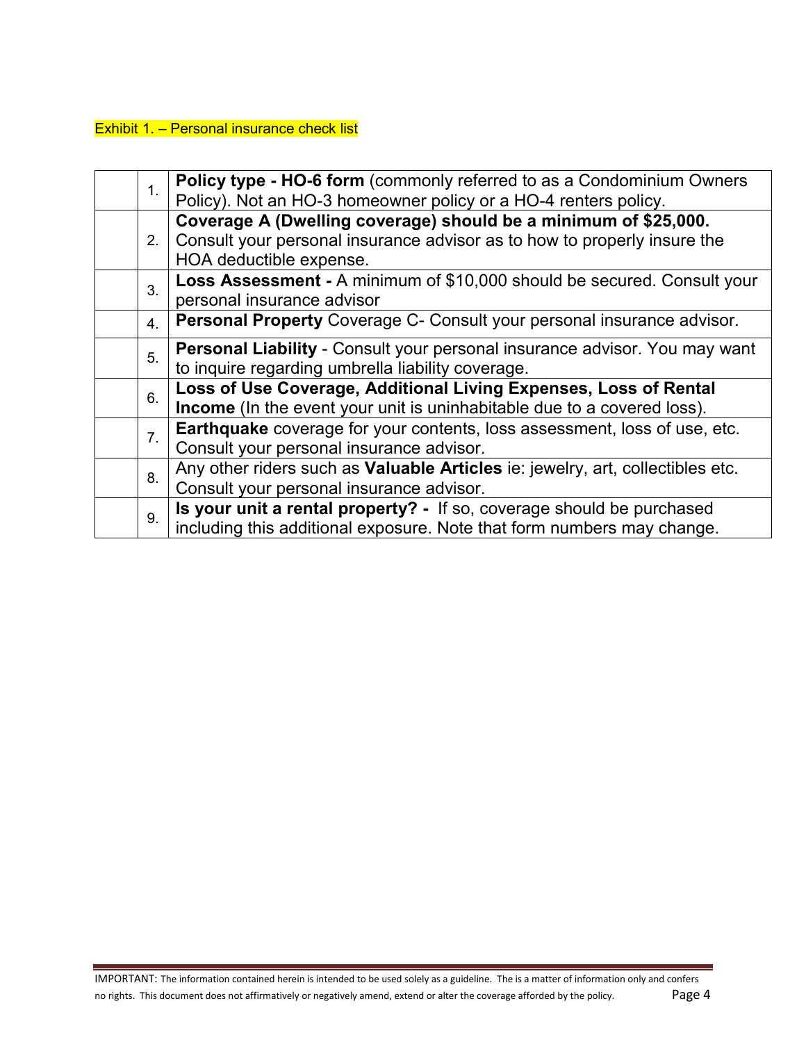Exhibit 1. – Personal insurance check list

| | | |
|---|---|---|
| | 1. | **Policy type - HO-6 form** (commonly referred to as a Condominium Owners Policy). Not an HO-3 homeowner policy or a HO-4 renters policy. |
| | 2. | **Coverage A (Dwelling coverage) should be a minimum of $25,000.** Consult your personal insurance advisor as to how to properly insure the HOA deductible expense. |
| | 3. | **Loss Assessment -** A minimum of $10,000 should be secured. Consult your personal insurance advisor |
| | 4. | **Personal Property** Coverage C- Consult your personal insurance advisor. |
| | 5. | **Personal Liability** - Consult your personal insurance advisor. You may want to inquire regarding umbrella liability coverage. |
| | 6. | **Loss of Use Coverage, Additional Living Expenses, Loss of Rental Income** (In the event your unit is uninhabitable due to a covered loss). |
| | 7. | **Earthquake** coverage for your contents, loss assessment, loss of use, etc. Consult your personal insurance advisor. |
| | 8. | Any other riders such as **Valuable Articles** ie: jewelry, art, collectibles etc. Consult your personal insurance advisor. |
| | 9. | **Is your unit a rental property? -** If so, coverage should be purchased including this additional exposure. Note that form numbers may change. |

IMPORTANT: The information contained herein is intended to be used solely as a guideline. The is a matter of information only and confers no rights. This document does not affirmatively or negatively amend, extend or alter the coverage afforded by the policy.